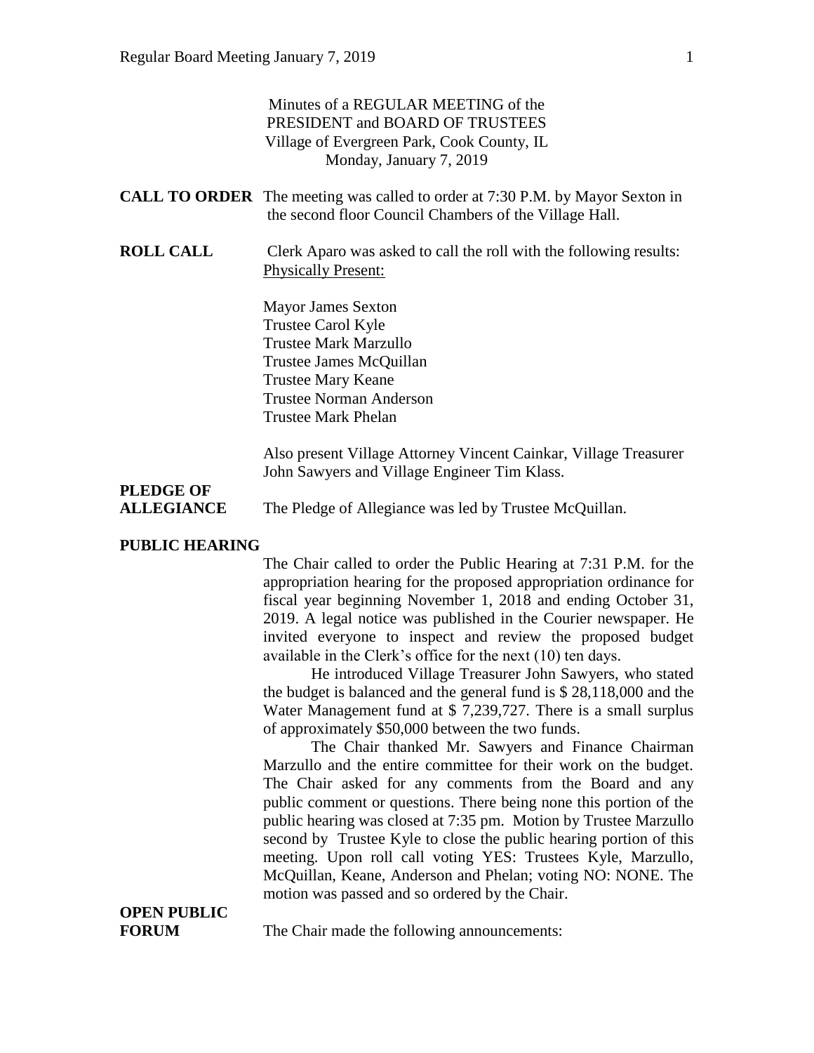Minutes of a REGULAR MEETING of the
PRESIDENT and BOARD OF TRUSTEES
Village of Evergreen Park, Cook County, IL
Monday, January 7, 2019

**CALL TO ORDER** The meeting was called to order at 7:30 P.M. by Mayor Sexton in the second floor Council Chambers of the Village Hall.

**ROLL CALL** Clerk Aparo was asked to call the roll with the following results:
Physically Present:

Mayor James Sexton
Trustee Carol Kyle
Trustee Mark Marzullo
Trustee James McQuillan
Trustee Mary Keane
Trustee Norman Anderson
Trustee Mark Phelan

Also present Village Attorney Vincent Cainkar, Village Treasurer John Sawyers and Village Engineer Tim Klass.

**PLEDGE OF ALLEGIANCE** The Pledge of Allegiance was led by Trustee McQuillan.

**PUBLIC HEARING**

The Chair called to order the Public Hearing at 7:31 P.M. for the appropriation hearing for the proposed appropriation ordinance for fiscal year beginning November 1, 2018 and ending October 31, 2019. A legal notice was published in the Courier newspaper. He invited everyone to inspect and review the proposed budget available in the Clerk's office for the next (10) ten days.

He introduced Village Treasurer John Sawyers, who stated the budget is balanced and the general fund is $ 28,118,000 and the Water Management fund at $ 7,239,727. There is a small surplus of approximately $50,000 between the two funds.

The Chair thanked Mr. Sawyers and Finance Chairman Marzullo and the entire committee for their work on the budget. The Chair asked for any comments from the Board and any public comment or questions. There being none this portion of the public hearing was closed at 7:35 pm. Motion by Trustee Marzullo second by Trustee Kyle to close the public hearing portion of this meeting. Upon roll call voting YES: Trustees Kyle, Marzullo, McQuillan, Keane, Anderson and Phelan; voting NO: NONE. The motion was passed and so ordered by the Chair.

**OPEN PUBLIC FORUM** The Chair made the following announcements: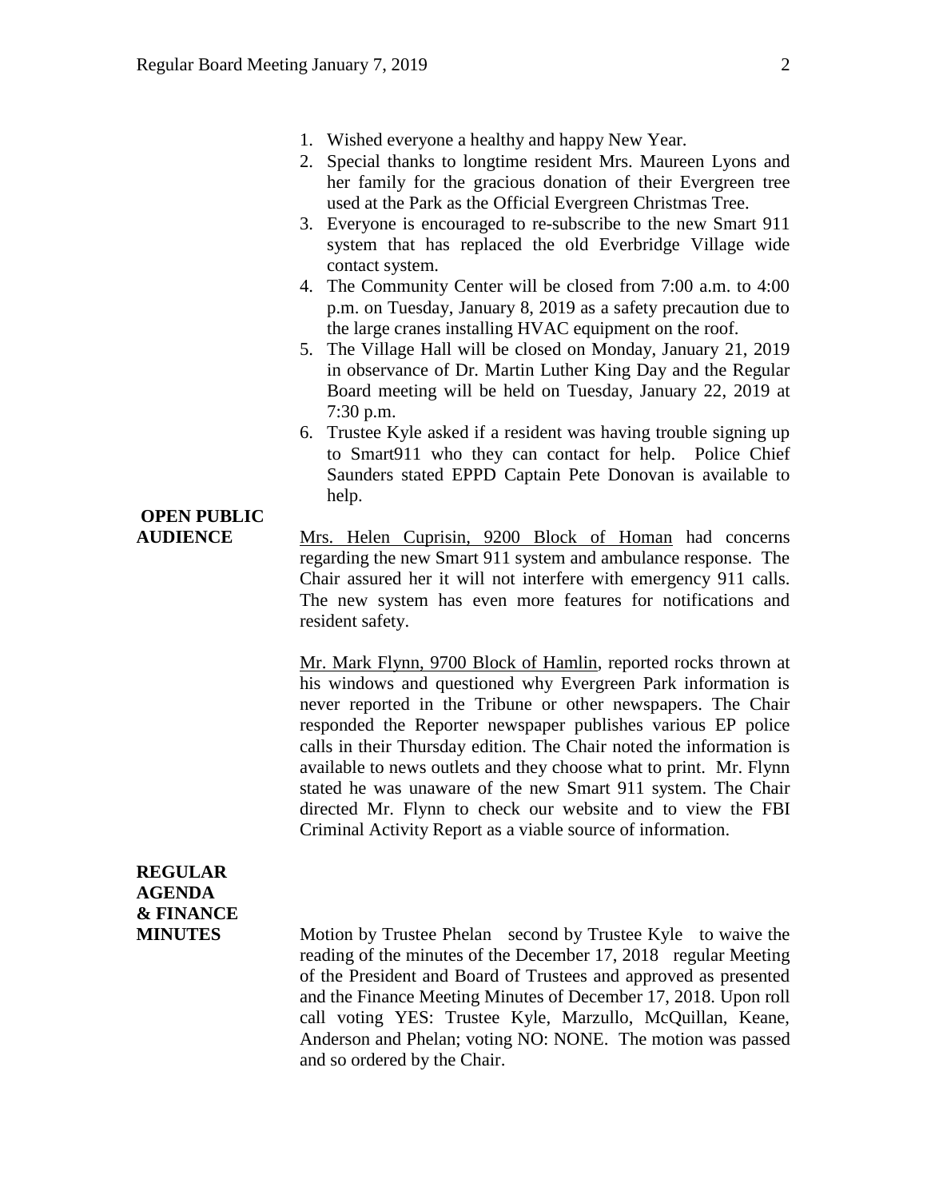1. Wished everyone a healthy and happy New Year.
2. Special thanks to longtime resident Mrs. Maureen Lyons and her family for the gracious donation of their Evergreen tree used at the Park as the Official Evergreen Christmas Tree.
3. Everyone is encouraged to re-subscribe to the new Smart 911 system that has replaced the old Everbridge Village wide contact system.
4. The Community Center will be closed from 7:00 a.m. to 4:00 p.m. on Tuesday, January 8, 2019 as a safety precaution due to the large cranes installing HVAC equipment on the roof.
5. The Village Hall will be closed on Monday, January 21, 2019 in observance of Dr. Martin Luther King Day and the Regular Board meeting will be held on Tuesday, January 22, 2019 at 7:30 p.m.
6. Trustee Kyle asked if a resident was having trouble signing up to Smart911 who they can contact for help. Police Chief Saunders stated EPPD Captain Pete Donovan is available to help.

**OPEN PUBLIC AUDIENCE**

Mrs. Helen Cuprisin, 9200 Block of Homan had concerns regarding the new Smart 911 system and ambulance response. The Chair assured her it will not interfere with emergency 911 calls. The new system has even more features for notifications and resident safety.

Mr. Mark Flynn, 9700 Block of Hamlin, reported rocks thrown at his windows and questioned why Evergreen Park information is never reported in the Tribune or other newspapers. The Chair responded the Reporter newspaper publishes various EP police calls in their Thursday edition. The Chair noted the information is available to news outlets and they choose what to print. Mr. Flynn stated he was unaware of the new Smart 911 system. The Chair directed Mr. Flynn to check our website and to view the FBI Criminal Activity Report as a viable source of information.

**REGULAR AGENDA & FINANCE MINUTES**

Motion by Trustee Phelan second by Trustee Kyle to waive the reading of the minutes of the December 17, 2018 regular Meeting of the President and Board of Trustees and approved as presented and the Finance Meeting Minutes of December 17, 2018. Upon roll call voting YES: Trustee Kyle, Marzullo, McQuillan, Keane, Anderson and Phelan; voting NO: NONE. The motion was passed and so ordered by the Chair.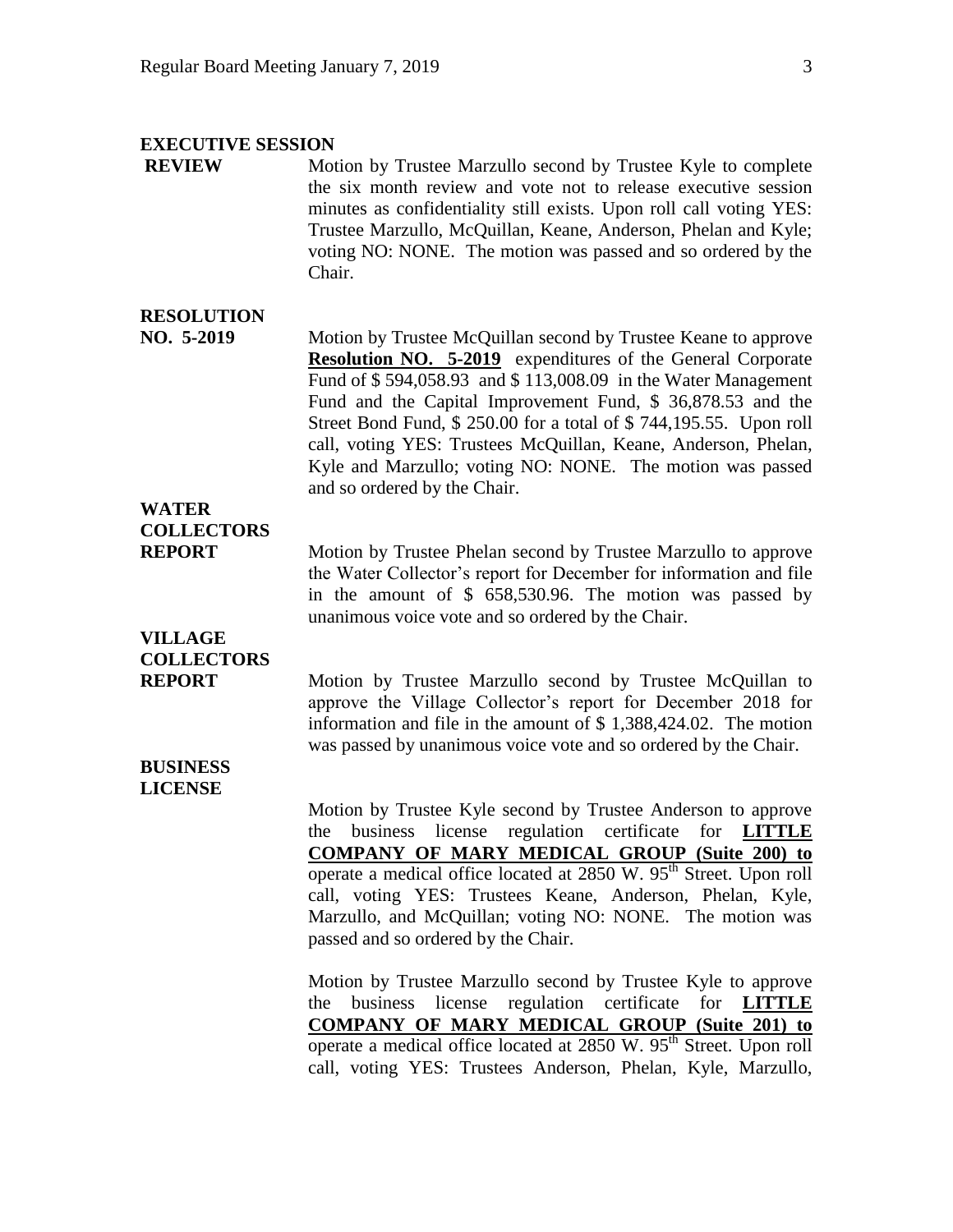**EXECUTIVE SESSION**

**REVIEW** Motion by Trustee Marzullo second by Trustee Kyle to complete the six month review and vote not to release executive session minutes as confidentiality still exists. Upon roll call voting YES: Trustee Marzullo, McQuillan, Keane, Anderson, Phelan and Kyle; voting NO: NONE. The motion was passed and so ordered by the Chair.

**RESOLUTION NO. 5-2019** Motion by Trustee McQuillan second by Trustee Keane to approve **Resolution NO. 5-2019** expenditures of the General Corporate Fund of $ 594,058.93 and $ 113,008.09 in the Water Management Fund and the Capital Improvement Fund, $ 36,878.53 and the Street Bond Fund, $ 250.00 for a total of $ 744,195.55. Upon roll call, voting YES: Trustees McQuillan, Keane, Anderson, Phelan, Kyle and Marzullo; voting NO: NONE. The motion was passed and so ordered by the Chair.

**WATER COLLECTORS REPORT** Motion by Trustee Phelan second by Trustee Marzullo to approve the Water Collector's report for December for information and file in the amount of $ 658,530.96. The motion was passed by unanimous voice vote and so ordered by the Chair.

**VILLAGE COLLECTORS REPORT** Motion by Trustee Marzullo second by Trustee McQuillan to approve the Village Collector's report for December 2018 for information and file in the amount of $ 1,388,424.02. The motion was passed by unanimous voice vote and so ordered by the Chair.

**BUSINESS LICENSE**

Motion by Trustee Kyle second by Trustee Anderson to approve the business license regulation certificate for **LITTLE COMPANY OF MARY MEDICAL GROUP (Suite 200) to** operate a medical office located at 2850 W. 95th Street. Upon roll call, voting YES: Trustees Keane, Anderson, Phelan, Kyle, Marzullo, and McQuillan; voting NO: NONE. The motion was passed and so ordered by the Chair.

Motion by Trustee Marzullo second by Trustee Kyle to approve the business license regulation certificate for **LITTLE COMPANY OF MARY MEDICAL GROUP (Suite 201) to** operate a medical office located at 2850 W. 95th Street. Upon roll call, voting YES: Trustees Anderson, Phelan, Kyle, Marzullo,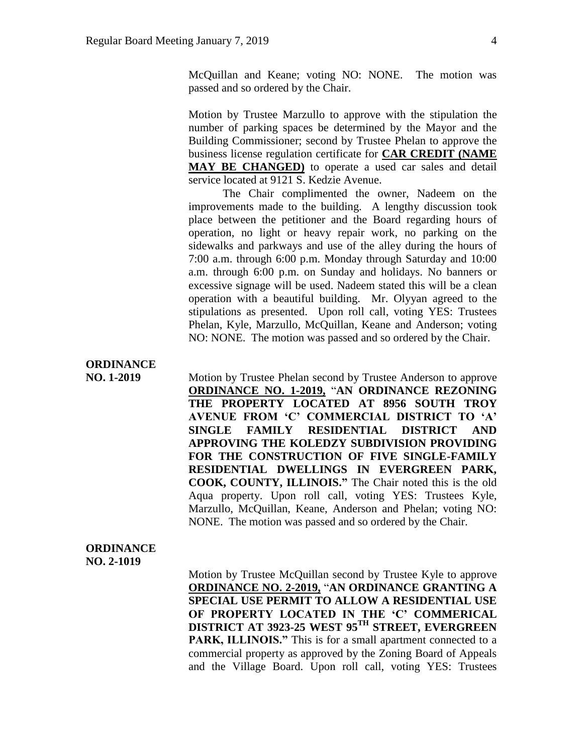McQuillan and Keane; voting NO: NONE. The motion was passed and so ordered by the Chair.

Motion by Trustee Marzullo to approve with the stipulation the number of parking spaces be determined by the Mayor and the Building Commissioner; second by Trustee Phelan to approve the business license regulation certificate for **CAR CREDIT (NAME MAY BE CHANGED)** to operate a used car sales and detail service located at 9121 S. Kedzie Avenue.

The Chair complimented the owner, Nadeem on the improvements made to the building. A lengthy discussion took place between the petitioner and the Board regarding hours of operation, no light or heavy repair work, no parking on the sidewalks and parkways and use of the alley during the hours of 7:00 a.m. through 6:00 p.m. Monday through Saturday and 10:00 a.m. through 6:00 p.m. on Sunday and holidays. No banners or excessive signage will be used. Nadeem stated this will be a clean operation with a beautiful building. Mr. Olyyan agreed to the stipulations as presented. Upon roll call, voting YES: Trustees Phelan, Kyle, Marzullo, McQuillan, Keane and Anderson; voting NO: NONE. The motion was passed and so ordered by the Chair.

**ORDINANCE NO. 1-2019**

Motion by Trustee Phelan second by Trustee Anderson to approve **ORDINANCE NO. 1-2019,** "**AN ORDINANCE REZONING THE PROPERTY LOCATED AT 8956 SOUTH TROY AVENUE FROM 'C' COMMERCIAL DISTRICT TO 'A' SINGLE FAMILY RESIDENTIAL DISTRICT AND APPROVING THE KOLEDZY SUBDIVISION PROVIDING FOR THE CONSTRUCTION OF FIVE SINGLE-FAMILY RESIDENTIAL DWELLINGS IN EVERGREEN PARK, COOK, COUNTY, ILLINOIS."** The Chair noted this is the old Aqua property. Upon roll call, voting YES: Trustees Kyle, Marzullo, McQuillan, Keane, Anderson and Phelan; voting NO: NONE. The motion was passed and so ordered by the Chair.

**ORDINANCE NO. 2-1019**

Motion by Trustee McQuillan second by Trustee Kyle to approve **ORDINANCE NO. 2-2019,** "**AN ORDINANCE GRANTING A SPECIAL USE PERMIT TO ALLOW A RESIDENTIAL USE OF PROPERTY LOCATED IN THE 'C' COMMERICAL DISTRICT AT 3923-25 WEST 95TH STREET, EVERGREEN PARK, ILLINOIS."** This is for a small apartment connected to a commercial property as approved by the Zoning Board of Appeals and the Village Board. Upon roll call, voting YES: Trustees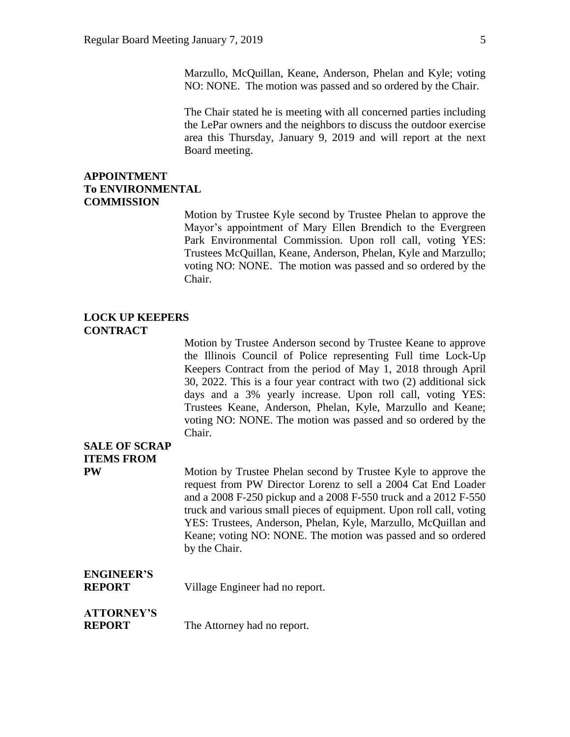Marzullo, McQuillan, Keane, Anderson, Phelan and Kyle; voting NO: NONE. The motion was passed and so ordered by the Chair.

The Chair stated he is meeting with all concerned parties including the LePar owners and the neighbors to discuss the outdoor exercise area this Thursday, January 9, 2019 and will report at the next Board meeting.

**APPOINTMENT To ENVIRONMENTAL COMMISSION**

Motion by Trustee Kyle second by Trustee Phelan to approve the Mayor's appointment of Mary Ellen Brendich to the Evergreen Park Environmental Commission. Upon roll call, voting YES: Trustees McQuillan, Keane, Anderson, Phelan, Kyle and Marzullo; voting NO: NONE. The motion was passed and so ordered by the Chair.

**LOCK UP KEEPERS CONTRACT**

Motion by Trustee Anderson second by Trustee Keane to approve the Illinois Council of Police representing Full time Lock-Up Keepers Contract from the period of May 1, 2018 through April 30, 2022. This is a four year contract with two (2) additional sick days and a 3% yearly increase. Upon roll call, voting YES: Trustees Keane, Anderson, Phelan, Kyle, Marzullo and Keane; voting NO: NONE. The motion was passed and so ordered by the Chair.

**SALE OF SCRAP ITEMS FROM PW**

Motion by Trustee Phelan second by Trustee Kyle to approve the request from PW Director Lorenz to sell a 2004 Cat End Loader and a 2008 F-250 pickup and a 2008 F-550 truck and a 2012 F-550 truck and various small pieces of equipment. Upon roll call, voting YES: Trustees, Anderson, Phelan, Kyle, Marzullo, McQuillan and Keane; voting NO: NONE. The motion was passed and so ordered by the Chair.

**ENGINEER'S REPORT**

Village Engineer had no report.

**ATTORNEY'S REPORT**

The Attorney had no report.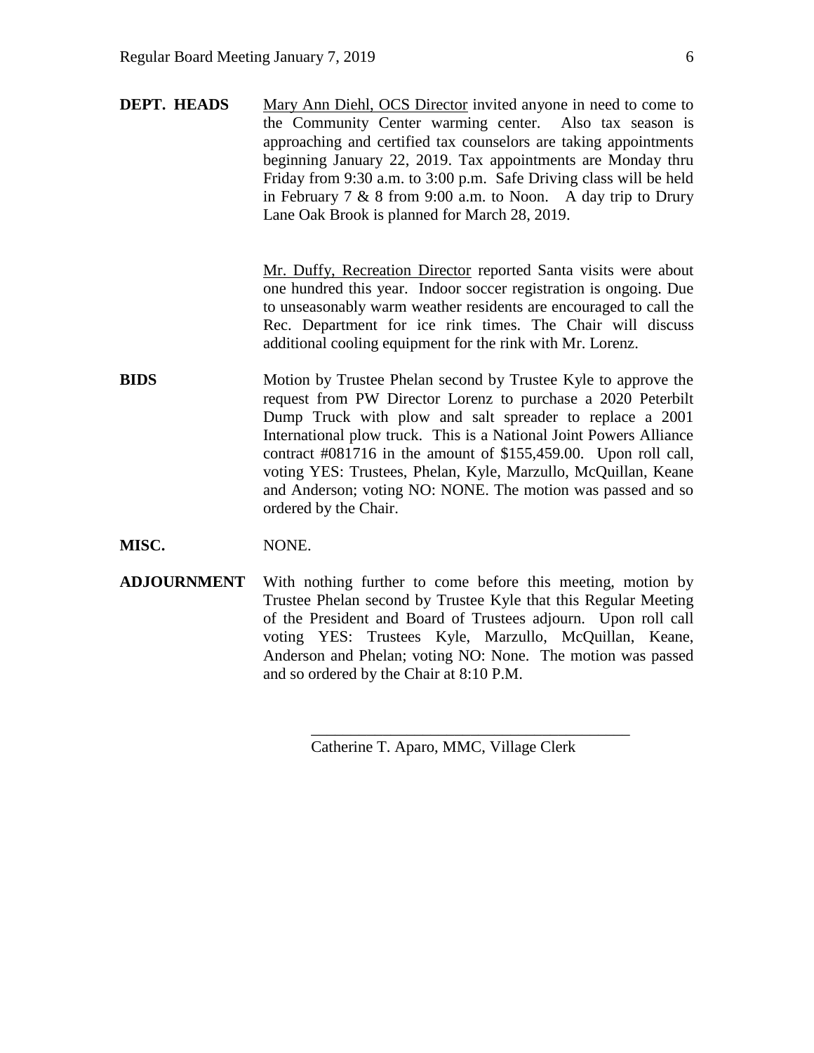**DEPT. HEADS** <u>Mary Ann Diehl, OCS Director</u> invited anyone in need to come to the Community Center warming center. Also tax season is approaching and certified tax counselors are taking appointments beginning January 22, 2019. Tax appointments are Monday thru Friday from 9:30 a.m. to 3:00 p.m. Safe Driving class will be held in February 7 & 8 from 9:00 a.m. to Noon. A day trip to Drury Lane Oak Brook is planned for March 28, 2019.

<u>Mr. Duffy, Recreation Director</u> reported Santa visits were about one hundred this year. Indoor soccer registration is ongoing. Due to unseasonably warm weather residents are encouraged to call the Rec. Department for ice rink times. The Chair will discuss additional cooling equipment for the rink with Mr. Lorenz.

**BIDS** Motion by Trustee Phelan second by Trustee Kyle to approve the request from PW Director Lorenz to purchase a 2020 Peterbilt Dump Truck with plow and salt spreader to replace a 2001 International plow truck. This is a National Joint Powers Alliance contract #081716 in the amount of $155,459.00. Upon roll call, voting YES: Trustees, Phelan, Kyle, Marzullo, McQuillan, Keane and Anderson; voting NO: NONE. The motion was passed and so ordered by the Chair.

**MISC.** NONE.

**ADJOURNMENT** With nothing further to come before this meeting, motion by Trustee Phelan second by Trustee Kyle that this Regular Meeting of the President and Board of Trustees adjourn. Upon roll call voting YES: Trustees Kyle, Marzullo, McQuillan, Keane, Anderson and Phelan; voting NO: None. The motion was passed and so ordered by the Chair at 8:10 P.M.

\_\_\_\_\_\_\_\_\_\_\_\_\_\_\_\_\_\_\_\_\_\_\_\_\_\_\_\_\_\_\_\_\_\_\_\_\_\_\_

Catherine T. Aparo, MMC, Village Clerk